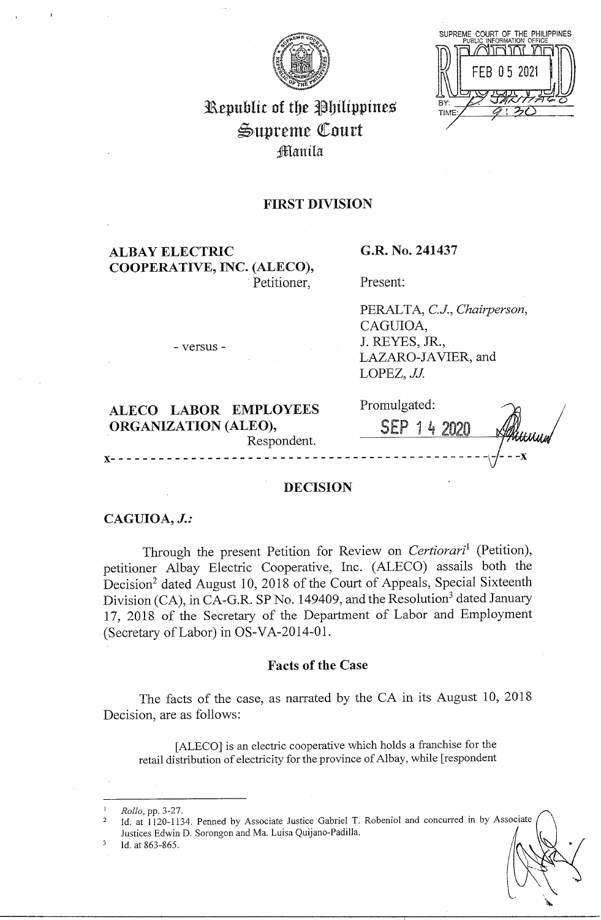Republic of the Philippines
Supreme Court
Manila

SUPREME COURT OF THE PHILIPPINES
PUBLIC INFORMATION OFFICE
RECEIVED
FEB 05 2021
BY:
TIME: 9:30

## FIRST DIVISION

**ALBAY ELECTRIC COOPERATIVE, INC. (ALECO),**
Petitioner,

- versus -

**ALECO LABOR EMPLOYEES ORGANIZATION (ALEO),**
Respondent.

**G.R. No. 241437**

Present:

PERALTA, *C.J., Chairperson*,
CAGUIOA,
J. REYES, JR.,
LAZARO-JAVIER, and
LOPEZ, *JJ.*

Promulgated:
SEP 14 2020

x-----------------------------------------------------------x

## DECISION

**CAGUIOA, *J.*:**

Through the present Petition for Review on *Certiorari*[1] (Petition), petitioner Albay Electric Cooperative, Inc. (ALECO) assails both the Decision[2] dated August 10, 2018 of the Court of Appeals, Special Sixteenth Division (CA), in CA-G.R. SP No. 149409, and the Resolution[3] dated January 17, 2018 of the Secretary of the Department of Labor and Employment (Secretary of Labor) in OS-VA-2014-01.

### Facts of the Case

The facts of the case, as narrated by the CA in its August 10, 2018 Decision, are as follows:

> [ALECO] is an electric cooperative which holds a franchise for the retail distribution of electricity for the province of Albay, while [respondent

---

[1] *Rollo*, pp. 3-27.
[2] Id. at 1120-1134. Penned by Associate Justice Gabriel T. Robeniol and concurred in by Associate Justices Edwin D. Sorongon and Ma. Luisa Quijano-Padilla.
[3] Id. at 863-865.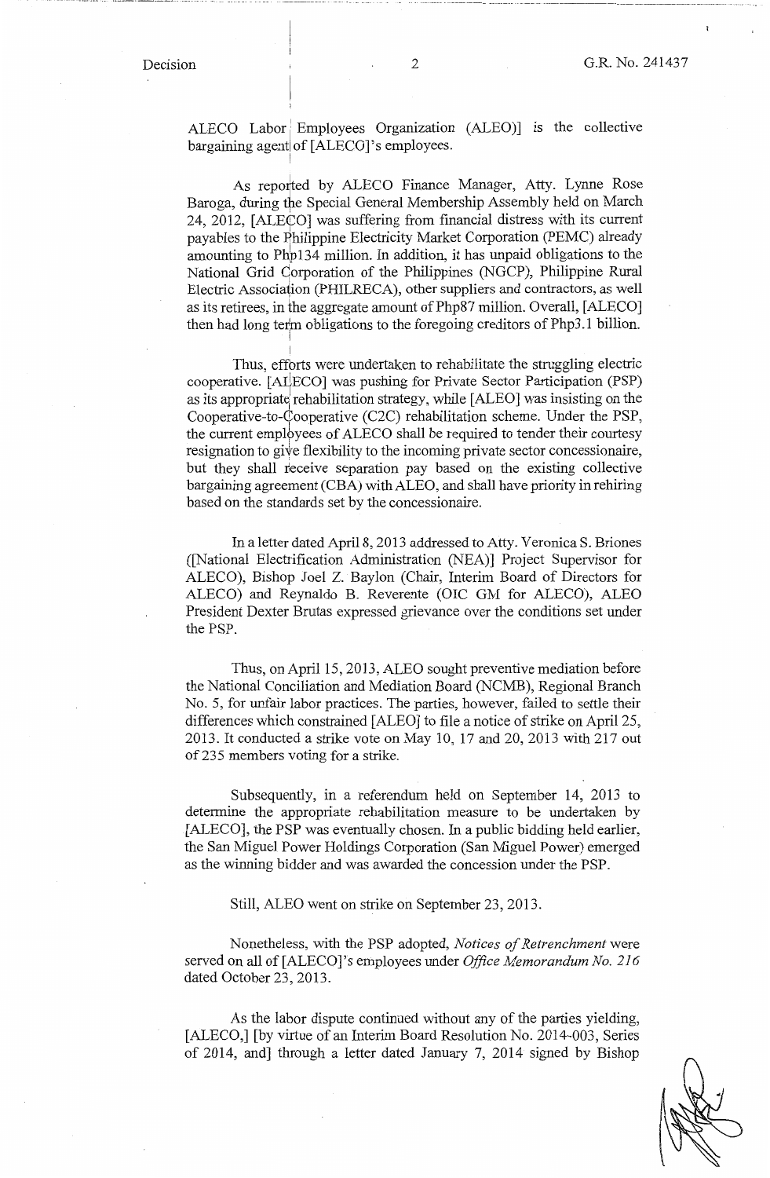ALECO Labor Employees Organization (ALEO)] is the collective bargaining agent of [ALECO]'s employees.

As reported by ALECO Finance Manager, Atty. Lynne Rose Baroga, during the Special General Membership Assembly held on March 24, 2012, [ALECO] was suffering from financial distress with its current payables to the Philippine Electricity Market Corporation (PEMC) already amounting to Php134 million. In addition, it has unpaid obligations to the National Grid Corporation of the Philippines (NGCP), Philippine Rural Electric Association (PHILRECA), other suppliers and contractors, as well as its retirees, in the aggregate amount of Php87 million. Overall, [ALECO] then had long term obligations to the foregoing creditors of Php3.1 billion.

Thus, efforts were undertaken to rehabilitate the struggling electric cooperative. [ALECO] was pushing for Private Sector Participation (PSP) as its appropriate rehabilitation strategy, while [ALEO] was insisting on the Cooperative-to-Cooperative (C2C) rehabilitation scheme. Under the PSP, the current employees of ALECO shall be required to tender their courtesy resignation to give flexibility to the incoming private sector concessionaire, but they shall receive separation pay based on the existing collective bargaining agreement (CBA) with ALEO, and shall have priority in rehiring based on the standards set by the concessionaire.

In a letter dated April 8, 2013 addressed to Atty. Veronica S. Briones ([National Electrification Administration (NEA)] Project Supervisor for ALECO), Bishop Joel Z. Baylon (Chair, Interim Board of Directors for ALECO) and Reynaldo B. Reverente (OIC GM for ALECO), ALEO President Dexter Brutas expressed grievance over the conditions set under the PSP.

Thus, on April 15, 2013, ALEO sought preventive mediation before the National Conciliation and Mediation Board (NCMB), Regional Branch No. 5, for unfair labor practices. The parties, however, failed to settle their differences which constrained [ALEO] to file a notice of strike on April 25, 2013. It conducted a strike vote on May 10, 17 and 20, 2013 with 217 out of 235 members voting for a strike.

Subsequently, in a referendum held on September 14, 2013 to determine the appropriate rehabilitation measure to be undertaken by [ALECO], the PSP was eventually chosen. In a public bidding held earlier, the San Miguel Power Holdings Corporation (San Miguel Power) emerged as the winning bidder and was awarded the concession under the PSP.

Still, ALEO went on strike on September 23, 2013.

Nonetheless, with the PSP adopted, *Notices of Retrenchment* were served on all of [ALECO]'s employees under *Office Memorandum No. 216* dated October 23, 2013.

As the labor dispute continued without any of the parties yielding, [ALECO,] [by virtue of an Interim Board Resolution No. 2014-003, Series of 2014, and] through a letter dated January 7, 2014 signed by Bishop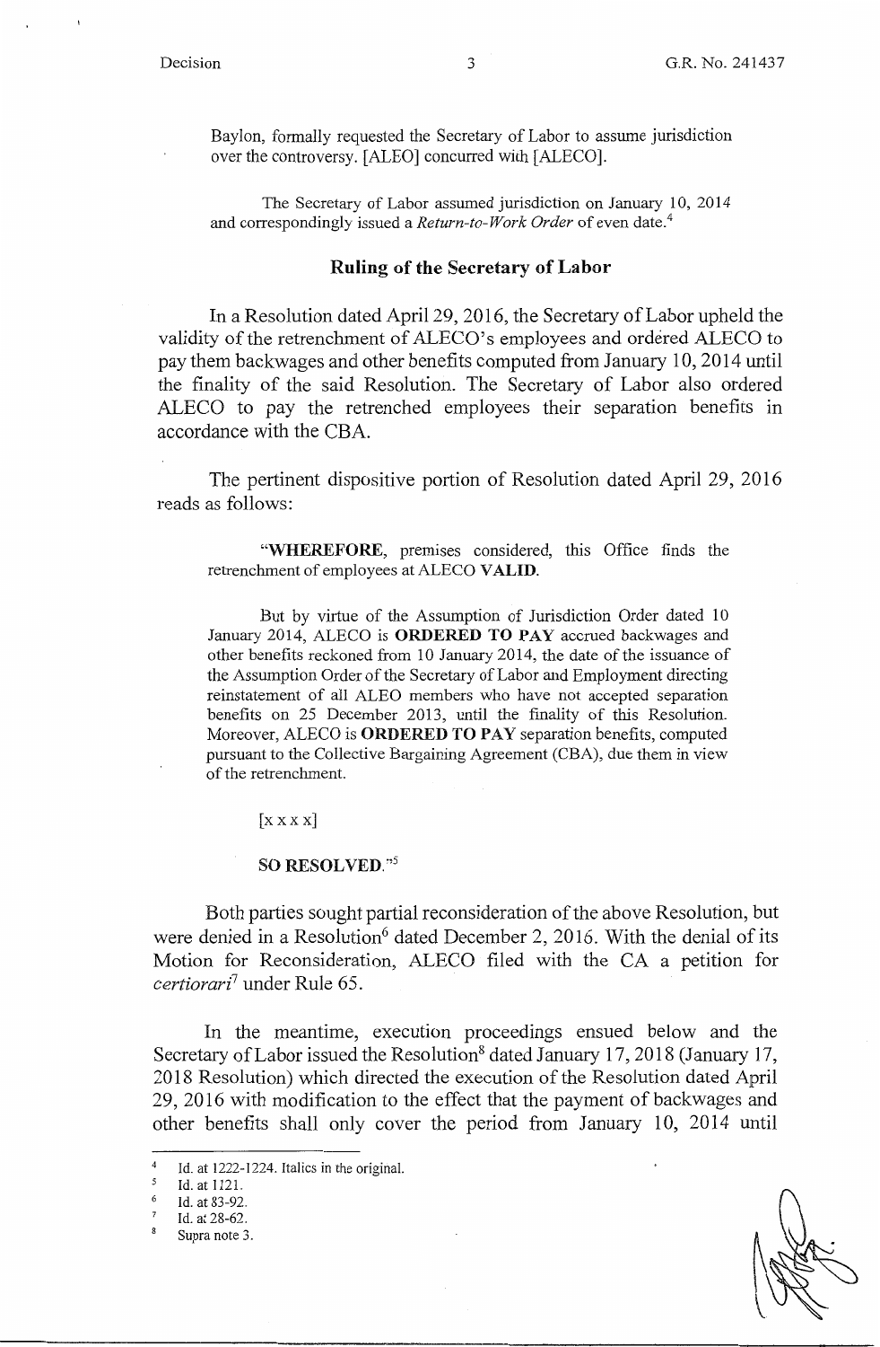Baylon, formally requested the Secretary of Labor to assume jurisdiction over the controversy. [ALEO] concurred with [ALECO].

The Secretary of Labor assumed jurisdiction on January 10, 2014 and correspondingly issued a *Return-to-Work Order* of even date.[4]

## Ruling of the Secretary of Labor

In a Resolution dated April 29, 2016, the Secretary of Labor upheld the validity of the retrenchment of ALECO's employees and ordered ALECO to pay them backwages and other benefits computed from January 10, 2014 until the finality of the said Resolution. The Secretary of Labor also ordered ALECO to pay the retrenched employees their separation benefits in accordance with the CBA.

The pertinent dispositive portion of Resolution dated April 29, 2016 reads as follows:

> "**WHEREFORE**, premises considered, this Office finds the retrenchment of employees at ALECO **VALID**.
>
> But by virtue of the Assumption of Jurisdiction Order dated 10 January 2014, ALECO is **ORDERED TO PAY** accrued backwages and other benefits reckoned from 10 January 2014, the date of the issuance of the Assumption Order of the Secretary of Labor and Employment directing reinstatement of all ALEO members who have not accepted separation benefits on 25 December 2013, until the finality of this Resolution. Moreover, ALECO is **ORDERED TO PAY** separation benefits, computed pursuant to the Collective Bargaining Agreement (CBA), due them in view of the retrenchment.
>
> [x x x x]
>
> **SO RESOLVED.**"[5]

Both parties sought partial reconsideration of the above Resolution, but were denied in a Resolution[6] dated December 2, 2016. With the denial of its Motion for Reconsideration, ALECO filed with the CA a petition for *certiorari*[7] under Rule 65.

In the meantime, execution proceedings ensued below and the Secretary of Labor issued the Resolution[8] dated January 17, 2018 (January 17, 2018 Resolution) which directed the execution of the Resolution dated April 29, 2016 with modification to the effect that the payment of backwages and other benefits shall only cover the period from January 10, 2014 until

---

[4] Id. at 1222-1224. Italics in the original.

[5] Id. at 1121.

[6] Id. at 83-92.

[7] Id. at 28-62.

[8] Supra note 3.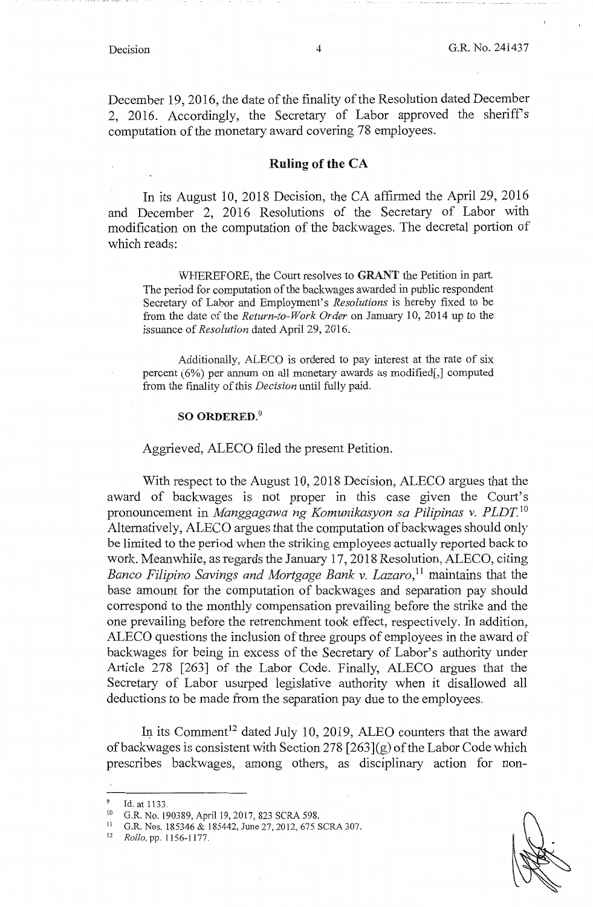December 19, 2016, the date of the finality of the Resolution dated December 2, 2016. Accordingly, the Secretary of Labor approved the sheriff's computation of the monetary award covering 78 employees.

## Ruling of the CA

In its August 10, 2018 Decision, the CA affirmed the April 29, 2016 and December 2, 2016 Resolutions of the Secretary of Labor with modification on the computation of the backwages. The decretal portion of which reads:

> WHEREFORE, the Court resolves to **GRANT** the Petition in part. The period for computation of the backwages awarded in public respondent Secretary of Labor and Employment's *Resolutions* is hereby fixed to be from the date of the *Return-to-Work Order* on January 10, 2014 up to the issuance of *Resolution* dated April 29, 2016.
>
> Additionally, ALECO is ordered to pay interest at the rate of six percent (6%) per annum on all monetary awards as modified[,] computed from the finality of this *Decision* until fully paid.
>
> **SO ORDERED.**[9]

Aggrieved, ALECO filed the present Petition.

With respect to the August 10, 2018 Decision, ALECO argues that the award of backwages is not proper in this case given the Court's pronouncement in *Manggagawa ng Komunikasyon sa Pilipinas v. PLDT.*[10] Alternatively, ALECO argues that the computation of backwages should only be limited to the period when the striking employees actually reported back to work. Meanwhile, as regards the January 17, 2018 Resolution, ALECO, citing *Banco Filipino Savings and Mortgage Bank v. Lazaro*,[11] maintains that the base amount for the computation of backwages and separation pay should correspond to the monthly compensation prevailing before the strike and the one prevailing before the retrenchment took effect, respectively. In addition, ALECO questions the inclusion of three groups of employees in the award of backwages for being in excess of the Secretary of Labor's authority under Article 278 [263] of the Labor Code. Finally, ALECO argues that the Secretary of Labor usurped legislative authority when it disallowed all deductions to be made from the separation pay due to the employees.

In its Comment[12] dated July 10, 2019, ALEO counters that the award of backwages is consistent with Section 278 [263](g) of the Labor Code which prescribes backwages, among others, as disciplinary action for non-

---

[9] Id. at 1133.

[10] G.R. No. 190389, April 19, 2017, 823 SCRA 598.

[11] G.R. Nos. 185346 & 185442, June 27, 2012, 675 SCRA 307.

[12] *Rollo*, pp. 1156-1177.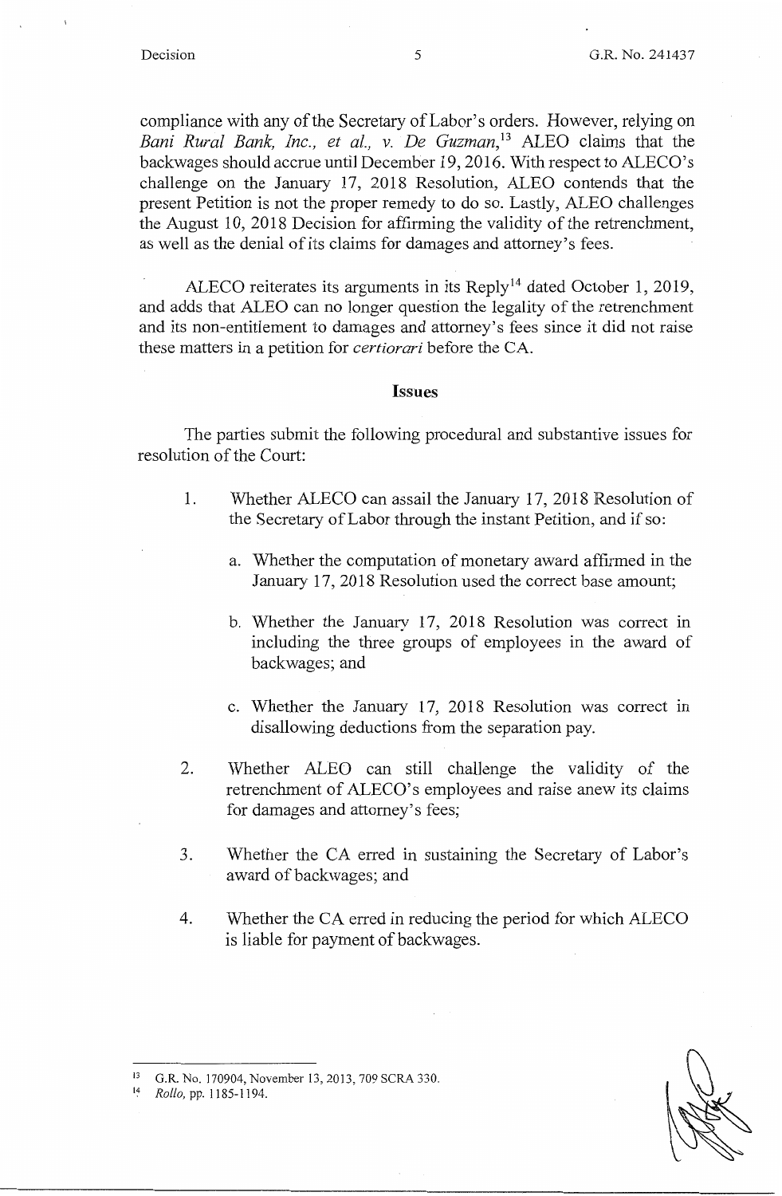compliance with any of the Secretary of Labor's orders. However, relying on *Bani Rural Bank, Inc., et al., v. De Guzman*,[13] ALEO claims that the backwages should accrue until December 19, 2016. With respect to ALECO's challenge on the January 17, 2018 Resolution, ALEO contends that the present Petition is not the proper remedy to do so. Lastly, ALEO challenges the August 10, 2018 Decision for affirming the validity of the retrenchment, as well as the denial of its claims for damages and attorney's fees.

ALECO reiterates its arguments in its Reply[14] dated October 1, 2019, and adds that ALEO can no longer question the legality of the retrenchment and its non-entitlement to damages and attorney's fees since it did not raise these matters in a petition for *certiorari* before the CA.

## Issues

The parties submit the following procedural and substantive issues for resolution of the Court:

1. Whether ALECO can assail the January 17, 2018 Resolution of the Secretary of Labor through the instant Petition, and if so:

   a. Whether the computation of monetary award affirmed in the January 17, 2018 Resolution used the correct base amount;

   b. Whether the January 17, 2018 Resolution was correct in including the three groups of employees in the award of backwages; and

   c. Whether the January 17, 2018 Resolution was correct in disallowing deductions from the separation pay.

2. Whether ALEO can still challenge the validity of the retrenchment of ALECO's employees and raise anew its claims for damages and attorney's fees;

3. Whether the CA erred in sustaining the Secretary of Labor's award of backwages; and

4. Whether the CA erred in reducing the period for which ALECO is liable for payment of backwages.

---

[13] G.R. No. 170904, November 13, 2013, 709 SCRA 330.

[14] *Rollo*, pp. 1185-1194.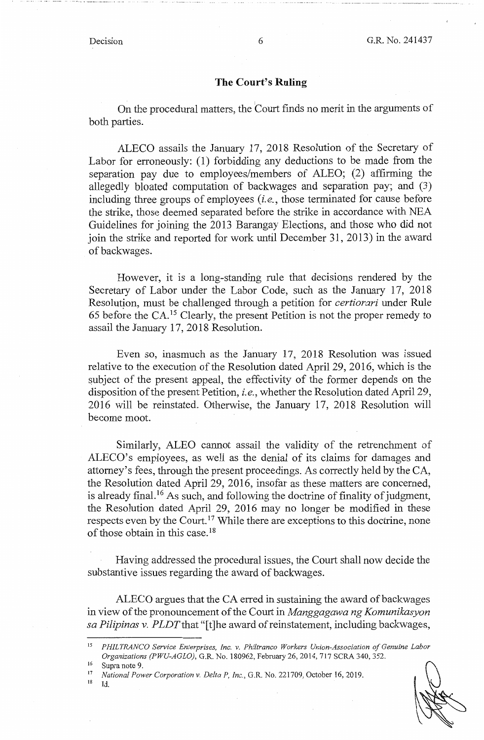## The Court's Ruling

On the procedural matters, the Court finds no merit in the arguments of both parties.

ALECO assails the January 17, 2018 Resolution of the Secretary of Labor for erroneously: (1) forbidding any deductions to be made from the separation pay due to employees/members of ALEO; (2) affirming the allegedly bloated computation of backwages and separation pay; and (3) including three groups of employees (*i.e.*, those terminated for cause before the strike, those deemed separated before the strike in accordance with NEA Guidelines for joining the 2013 Barangay Elections, and those who did not join the strike and reported for work until December 31, 2013) in the award of backwages.

However, it is a long-standing rule that decisions rendered by the Secretary of Labor under the Labor Code, such as the January 17, 2018 Resolution, must be challenged through a petition for *certiorari* under Rule 65 before the CA.[15] Clearly, the present Petition is not the proper remedy to assail the January 17, 2018 Resolution.

Even so, inasmuch as the January 17, 2018 Resolution was issued relative to the execution of the Resolution dated April 29, 2016, which is the subject of the present appeal, the effectivity of the former depends on the disposition of the present Petition, *i.e.*, whether the Resolution dated April 29, 2016 will be reinstated. Otherwise, the January 17, 2018 Resolution will become moot.

Similarly, ALEO cannot assail the validity of the retrenchment of ALECO's employees, as well as the denial of its claims for damages and attorney's fees, through the present proceedings. As correctly held by the CA, the Resolution dated April 29, 2016, insofar as these matters are concerned, is already final.[16] As such, and following the doctrine of finality of judgment, the Resolution dated April 29, 2016 may no longer be modified in these respects even by the Court.[17] While there are exceptions to this doctrine, none of those obtain in this case.[18]

Having addressed the procedural issues, the Court shall now decide the substantive issues regarding the award of backwages.

ALECO argues that the CA erred in sustaining the award of backwages in view of the pronouncement of the Court in *Manggagawa ng Komunikasyon sa Pilipinas v. PLDT* that "[t]he award of reinstatement, including backwages,

---

[15] *PHILTRANCO Service Enterprises, Inc. v. Philtranco Workers Union-Association of Genuine Labor Organizations (PWU-AGLO)*, G.R. No. 180962, February 26, 2014, 717 SCRA 340, 352.

[16] Supra note 9.

[17] *National Power Corporation v. Delta P, Inc.*, G.R. No. 221709, October 16, 2019.

[18] Id.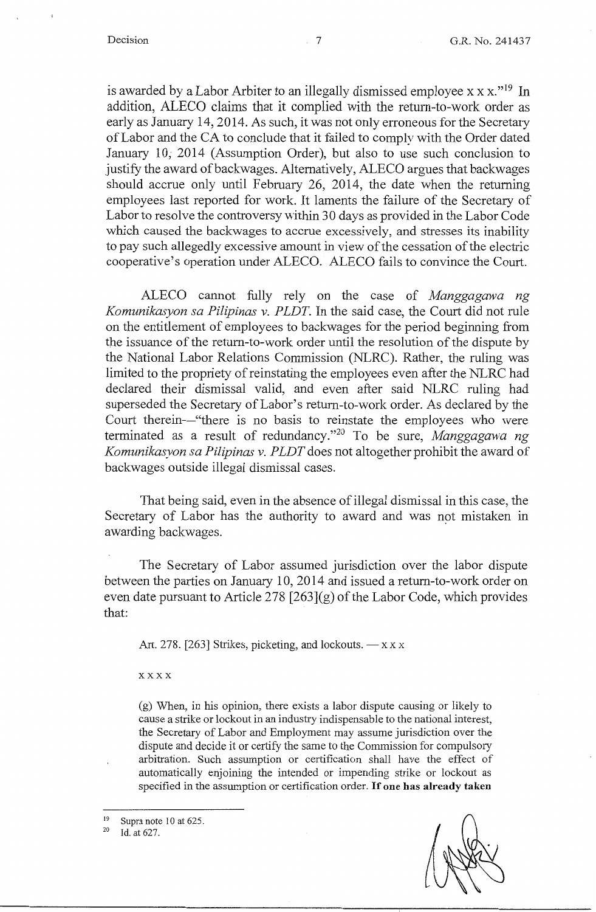is awarded by a Labor Arbiter to an illegally dismissed employee x x x."[19] In addition, ALECO claims that it complied with the return-to-work order as early as January 14, 2014. As such, it was not only erroneous for the Secretary of Labor and the CA to conclude that it failed to comply with the Order dated January 10, 2014 (Assumption Order), but also to use such conclusion to justify the award of backwages. Alternatively, ALECO argues that backwages should accrue only until February 26, 2014, the date when the returning employees last reported for work. It laments the failure of the Secretary of Labor to resolve the controversy within 30 days as provided in the Labor Code which caused the backwages to accrue excessively, and stresses its inability to pay such allegedly excessive amount in view of the cessation of the electric cooperative's operation under ALECO. ALECO fails to convince the Court.

ALECO cannot fully rely on the case of *Manggagawa ng Komunikasyon sa Pilipinas v. PLDT*. In the said case, the Court did not rule on the entitlement of employees to backwages for the period beginning from the issuance of the return-to-work order until the resolution of the dispute by the National Labor Relations Commission (NLRC). Rather, the ruling was limited to the propriety of reinstating the employees even after the NLRC had declared their dismissal valid, and even after said NLRC ruling had superseded the Secretary of Labor's return-to-work order. As declared by the Court therein—"there is no basis to reinstate the employees who were terminated as a result of redundancy."[20] To be sure, *Manggagawa ng Komunikasyon sa Pilipinas v. PLDT* does not altogether prohibit the award of backwages outside illegal dismissal cases.

That being said, even in the absence of illegal dismissal in this case, the Secretary of Labor has the authority to award and was not mistaken in awarding backwages.

The Secretary of Labor assumed jurisdiction over the labor dispute between the parties on January 10, 2014 and issued a return-to-work order on even date pursuant to Article 278 [263](g) of the Labor Code, which provides that:

> Art. 278. [263] Strikes, picketing, and lockouts. — x x x
>
> x x x x
>
> (g) When, in his opinion, there exists a labor dispute causing or likely to cause a strike or lockout in an industry indispensable to the national interest, the Secretary of Labor and Employment may assume jurisdiction over the dispute and decide it or certify the same to the Commission for compulsory arbitration. Such assumption or certification shall have the effect of automatically enjoining the intended or impending strike or lockout as specified in the assumption or certification order. **If one has already taken**

---

[19] Supra note 10 at 625.

[20] Id. at 627.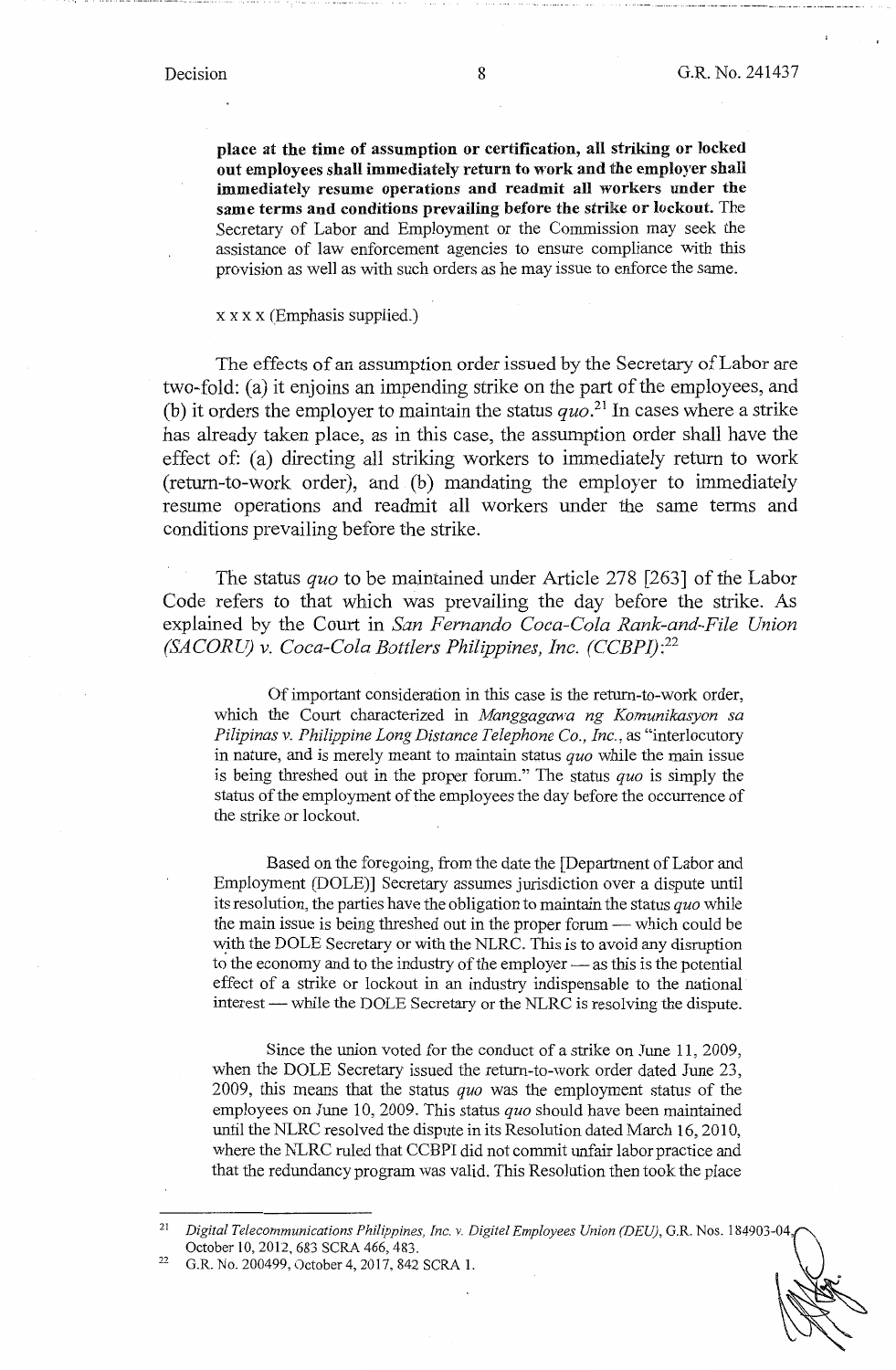**place at the time of assumption or certification, all striking or locked out employees shall immediately return to work and the employer shall immediately resume operations and readmit all workers under the same terms and conditions prevailing before the strike or lockout.** The Secretary of Labor and Employment or the Commission may seek the assistance of law enforcement agencies to ensure compliance with this provision as well as with such orders as he may issue to enforce the same.

x x x x (Emphasis supplied.)

The effects of an assumption order issued by the Secretary of Labor are two-fold: (a) it enjoins an impending strike on the part of the employees, and (b) it orders the employer to maintain the status *quo*.[21] In cases where a strike has already taken place, as in this case, the assumption order shall have the effect of: (a) directing all striking workers to immediately return to work (return-to-work order), and (b) mandating the employer to immediately resume operations and readmit all workers under the same terms and conditions prevailing before the strike.

The status *quo* to be maintained under Article 278 [263] of the Labor Code refers to that which was prevailing the day before the strike. As explained by the Court in *San Fernando Coca-Cola Rank-and-File Union (SACORU) v. Coca-Cola Bottlers Philippines, Inc. (CCBPI)*:[22]

> Of important consideration in this case is the return-to-work order, which the Court characterized in *Manggagawa ng Komunikasyon sa Pilipinas v. Philippine Long Distance Telephone Co., Inc.*, as "interlocutory in nature, and is merely meant to maintain status *quo* while the main issue is being threshed out in the proper forum." The status *quo* is simply the status of the employment of the employees the day before the occurrence of the strike or lockout.
>
> Based on the foregoing, from the date the [Department of Labor and Employment (DOLE)] Secretary assumes jurisdiction over a dispute until its resolution, the parties have the obligation to maintain the status *quo* while the main issue is being threshed out in the proper forum — which could be with the DOLE Secretary or with the NLRC. This is to avoid any disruption to the economy and to the industry of the employer — as this is the potential effect of a strike or lockout in an industry indispensable to the national interest — while the DOLE Secretary or the NLRC is resolving the dispute.
>
> Since the union voted for the conduct of a strike on June 11, 2009, when the DOLE Secretary issued the return-to-work order dated June 23, 2009, this means that the status *quo* was the employment status of the employees on June 10, 2009. This status *quo* should have been maintained until the NLRC resolved the dispute in its Resolution dated March 16, 2010, where the NLRC ruled that CCBPI did not commit unfair labor practice and that the redundancy program was valid. This Resolution then took the place

---

[21] *Digital Telecommunications Philippines, Inc. v. Digitel Employees Union (DEU)*, G.R. Nos. 184903-04, October 10, 2012, 683 SCRA 466, 483.

[22] G.R. No. 200499, October 4, 2017, 842 SCRA 1.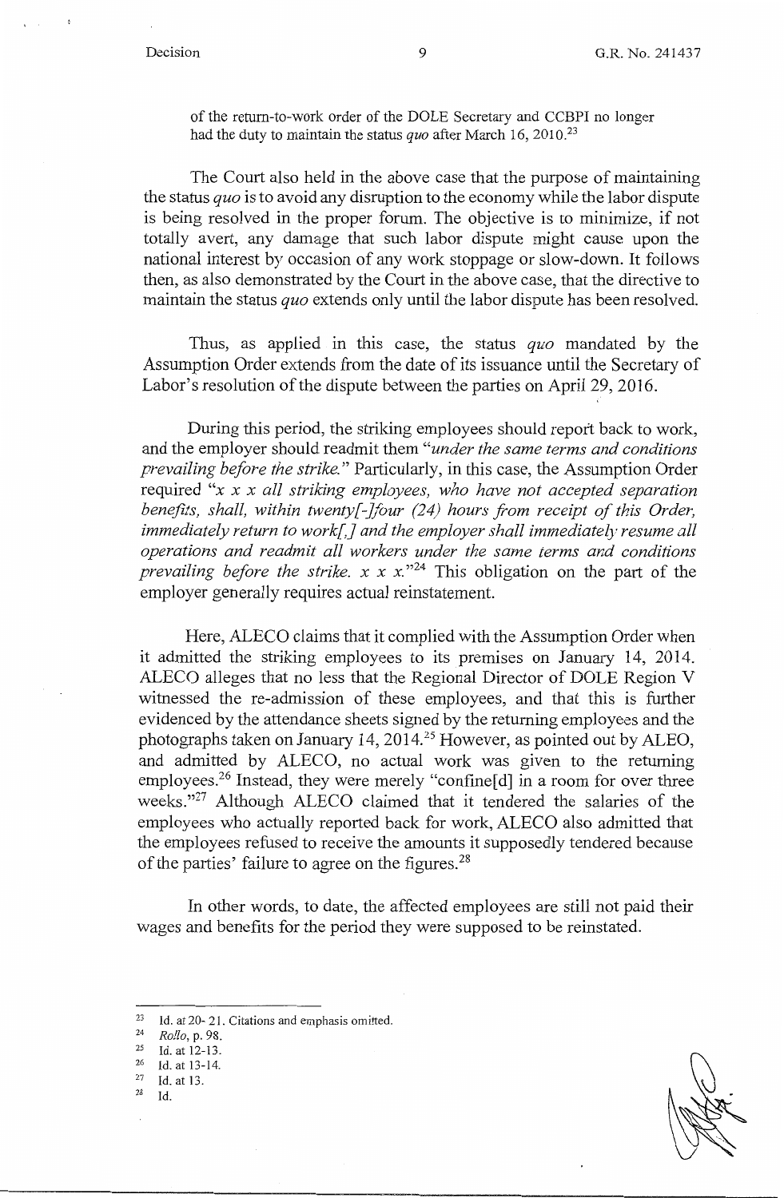of the return-to-work order of the DOLE Secretary and CCBPI no longer had the duty to maintain the status *quo* after March 16, 2010.[23]

The Court also held in the above case that the purpose of maintaining the status *quo* is to avoid any disruption to the economy while the labor dispute is being resolved in the proper forum. The objective is to minimize, if not totally avert, any damage that such labor dispute might cause upon the national interest by occasion of any work stoppage or slow-down. It follows then, as also demonstrated by the Court in the above case, that the directive to maintain the status *quo* extends only until the labor dispute has been resolved.

Thus, as applied in this case, the status *quo* mandated by the Assumption Order extends from the date of its issuance until the Secretary of Labor's resolution of the dispute between the parties on April 29, 2016.

During this period, the striking employees should report back to work, and the employer should readmit them "*under the same terms and conditions prevailing before the strike.*" Particularly, in this case, the Assumption Order required "*x x x all striking employees, who have not accepted separation benefits, shall, within twenty[-]four (24) hours from receipt of this Order, immediately return to work[,] and the employer shall immediately resume all operations and readmit all workers under the same terms and conditions prevailing before the strike. x x x.*"[24] This obligation on the part of the employer generally requires actual reinstatement.

Here, ALECO claims that it complied with the Assumption Order when it admitted the striking employees to its premises on January 14, 2014. ALECO alleges that no less that the Regional Director of DOLE Region V witnessed the re-admission of these employees, and that this is further evidenced by the attendance sheets signed by the returning employees and the photographs taken on January 14, 2014.[25] However, as pointed out by ALEO, and admitted by ALECO, no actual work was given to the returning employees.[26] Instead, they were merely "confine[d] in a room for over three weeks."[27] Although ALECO claimed that it tendered the salaries of the employees who actually reported back for work, ALECO also admitted that the employees refused to receive the amounts it supposedly tendered because of the parties' failure to agree on the figures.[28]

In other words, to date, the affected employees are still not paid their wages and benefits for the period they were supposed to be reinstated.

---

[23] Id. at 20-21. Citations and emphasis omitted.

[24] *Rollo*, p. 98.

[25] Id. at 12-13.

[26] Id. at 13-14.

[27] Id. at 13.

[28] Id.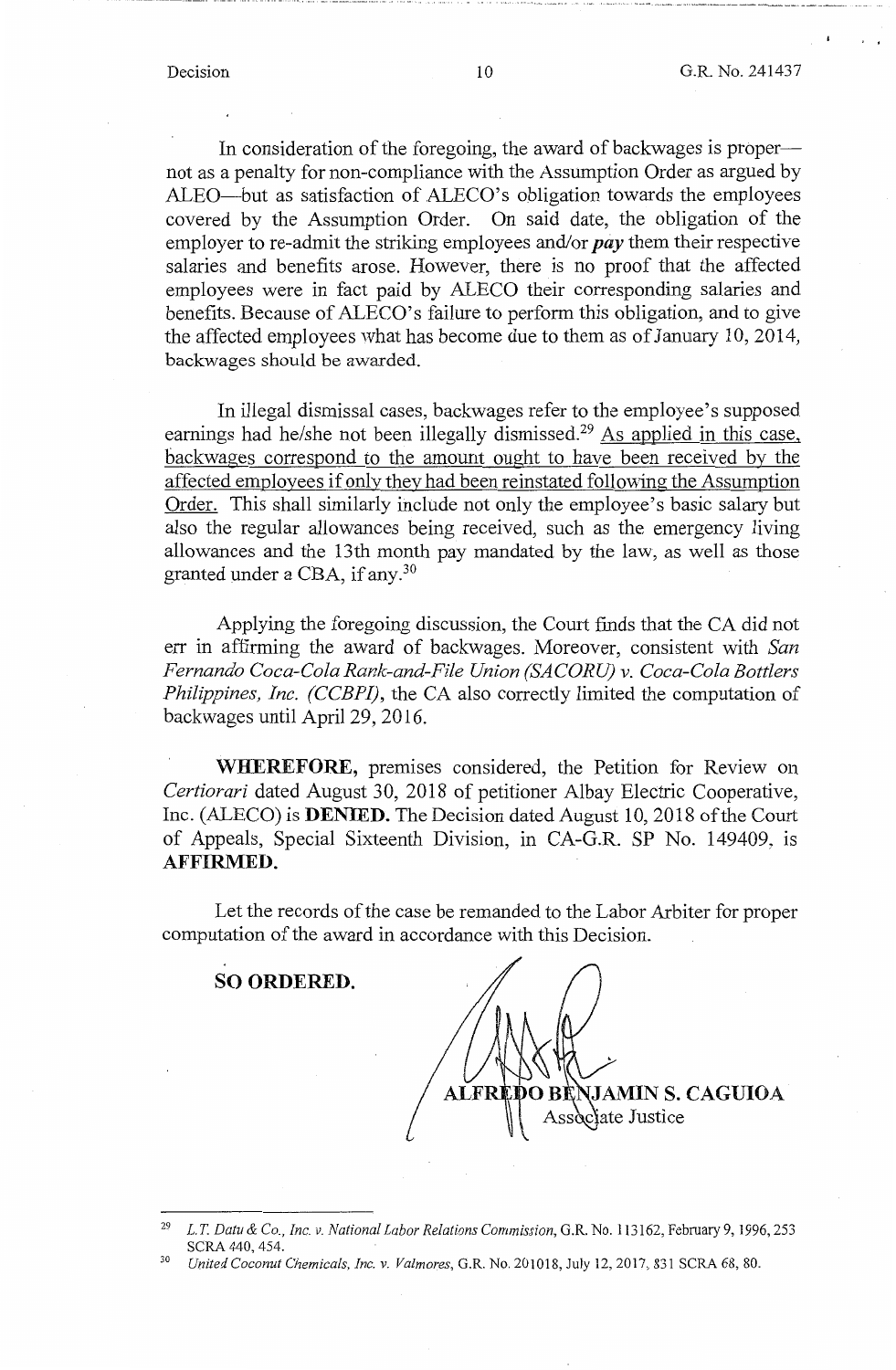In consideration of the foregoing, the award of backwages is proper—not as a penalty for non-compliance with the Assumption Order as argued by ALEO—but as satisfaction of ALECO's obligation towards the employees covered by the Assumption Order. On said date, the obligation of the employer to re-admit the striking employees and/or ***pay*** them their respective salaries and benefits arose. However, there is no proof that the affected employees were in fact paid by ALECO their corresponding salaries and benefits. Because of ALECO's failure to perform this obligation, and to give the affected employees what has become due to them as of January 10, 2014, backwages should be awarded.

In illegal dismissal cases, backwages refer to the employee's supposed earnings had he/she not been illegally dismissed.[29] <u>As applied in this case, backwages correspond to the amount ought to have been received by the affected employees if only they had been reinstated following the Assumption Order.</u> This shall similarly include not only the employee's basic salary but also the regular allowances being received, such as the emergency living allowances and the 13th month pay mandated by the law, as well as those granted under a CBA, if any.[30]

Applying the foregoing discussion, the Court finds that the CA did not err in affirming the award of backwages. Moreover, consistent with *San Fernando Coca-Cola Rank-and-File Union (SACORU) v. Coca-Cola Bottlers Philippines, Inc. (CCBPI)*, the CA also correctly limited the computation of backwages until April 29, 2016.

**WHEREFORE,** premises considered, the Petition for Review on *Certiorari* dated August 30, 2018 of petitioner Albay Electric Cooperative, Inc. (ALECO) is **DENIED.** The Decision dated August 10, 2018 of the Court of Appeals, Special Sixteenth Division, in CA-G.R. SP No. 149409, is **AFFIRMED.**

Let the records of the case be remanded to the Labor Arbiter for proper computation of the award in accordance with this Decision.

**SO ORDERED.**

**ALFREDO BENJAMIN S. CAGUIOA**
Associate Justice

---

[29] *L.T. Datu & Co., Inc. v. National Labor Relations Commission*, G.R. No. 113162, February 9, 1996, 253 SCRA 440, 454.

[30] *United Coconut Chemicals, Inc. v. Valmores*, G.R. No. 201018, July 12, 2017, 831 SCRA 68, 80.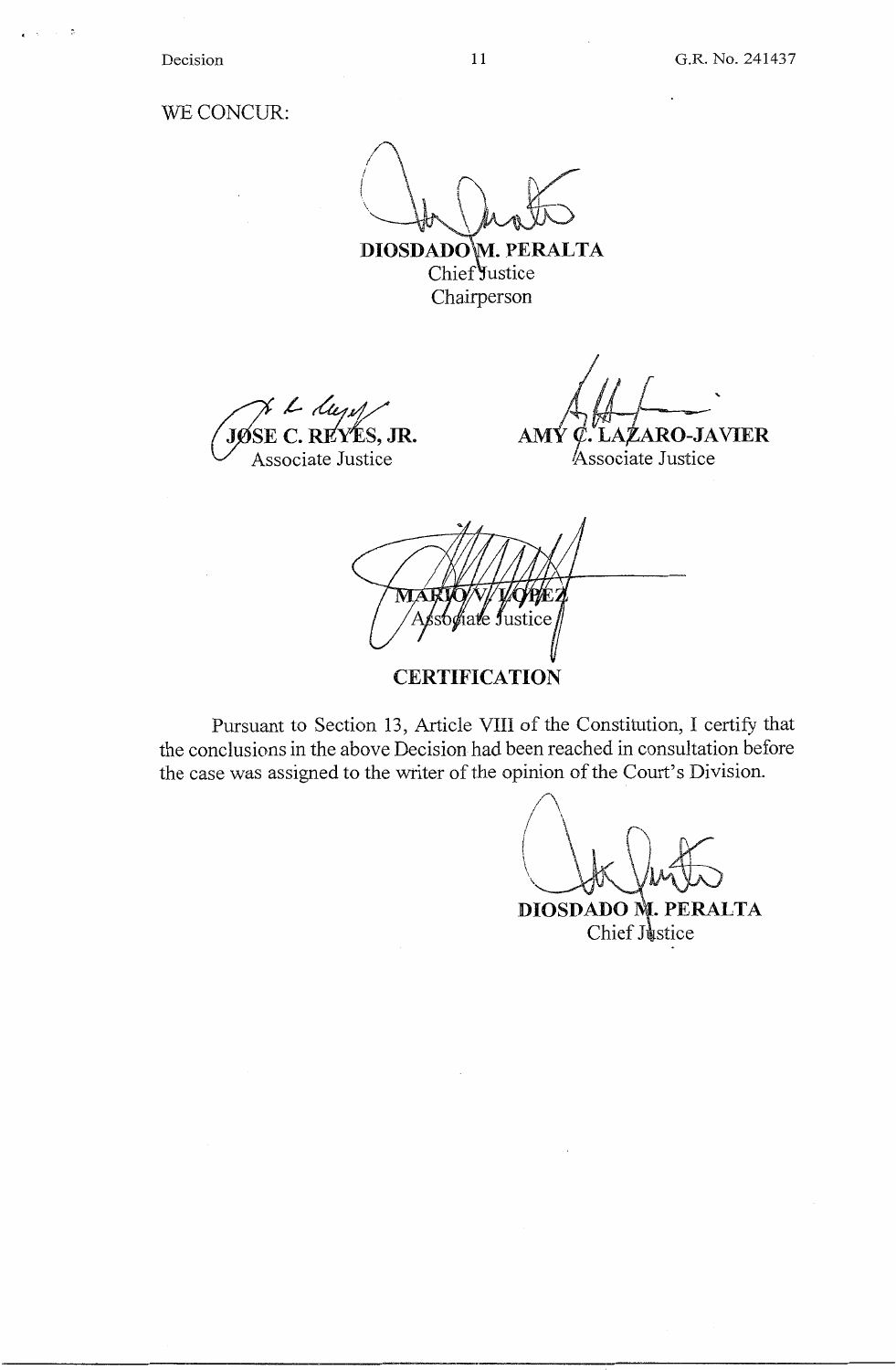WE CONCUR:

**DIOSDADO M. PERALTA**
Chief Justice
Chairperson

**JOSE C. REYES, JR.**
Associate Justice

**AMY C. LAZARO-JAVIER**
Associate Justice

**MARIO V. LOPEZ**
Associate Justice

**CERTIFICATION**

Pursuant to Section 13, Article VIII of the Constitution, I certify that the conclusions in the above Decision had been reached in consultation before the case was assigned to the writer of the opinion of the Court's Division.

**DIOSDADO M. PERALTA**
Chief Justice